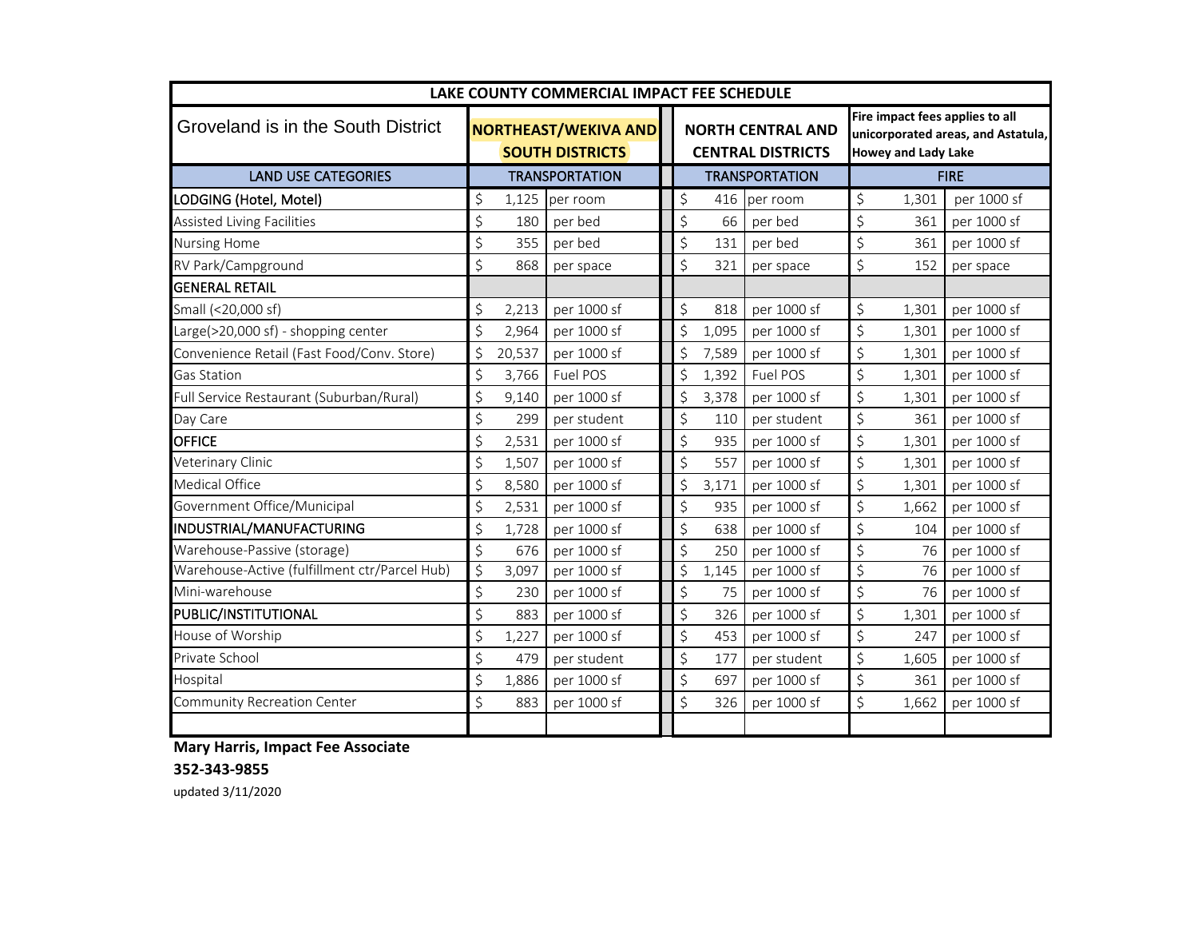| LAKE COUNTY COMMERCIAL IMPACT FEE SCHEDULE | | | | | | |
|---|---|---|---|---|---|---|
| Groveland is in the South District | NORTHEAST/WEKIVA AND SOUTH DISTRICTS | | NORTH CENTRAL AND CENTRAL DISTRICTS | | Fire impact fees applies to all unincorporated areas, and Astatula, Howey and Lady Lake | |
| LAND USE CATEGORIES | TRANSPORTATION | | TRANSPORTATION | | FIRE | |
| **LODGING (Hotel, Motel)** | $ 1,125 | per room | $ 416 | per room | $ 1,301 | per 1000 sf |
| Assisted Living Facilities | $ 180 | per bed | $ 66 | per bed | $ 361 | per 1000 sf |
| Nursing Home | $ 355 | per bed | $ 131 | per bed | $ 361 | per 1000 sf |
| RV Park/Campground | $ 868 | per space | $ 321 | per space | $ 152 | per space |
| **GENERAL RETAIL** | | | | | | |
| Small (<20,000 sf) | $ 2,213 | per 1000 sf | $ 818 | per 1000 sf | $ 1,301 | per 1000 sf |
| Large(>20,000 sf) - shopping center | $ 2,964 | per 1000 sf | $ 1,095 | per 1000 sf | $ 1,301 | per 1000 sf |
| Convenience Retail (Fast Food/Conv. Store) | $ 20,537 | per 1000 sf | $ 7,589 | per 1000 sf | $ 1,301 | per 1000 sf |
| Gas Station | $ 3,766 | Fuel POS | $ 1,392 | Fuel POS | $ 1,301 | per 1000 sf |
| Full Service Restaurant (Suburban/Rural) | $ 9,140 | per 1000 sf | $ 3,378 | per 1000 sf | $ 1,301 | per 1000 sf |
| Day Care | $ 299 | per student | $ 110 | per student | $ 361 | per 1000 sf |
| **OFFICE** | $ 2,531 | per 1000 sf | $ 935 | per 1000 sf | $ 1,301 | per 1000 sf |
| Veterinary Clinic | $ 1,507 | per 1000 sf | $ 557 | per 1000 sf | $ 1,301 | per 1000 sf |
| Medical Office | $ 8,580 | per 1000 sf | $ 3,171 | per 1000 sf | $ 1,301 | per 1000 sf |
| Government Office/Municipal | $ 2,531 | per 1000 sf | $ 935 | per 1000 sf | $ 1,662 | per 1000 sf |
| **INDUSTRIAL/MANUFACTURING** | $ 1,728 | per 1000 sf | $ 638 | per 1000 sf | $ 104 | per 1000 sf |
| Warehouse-Passive (storage) | $ 676 | per 1000 sf | $ 250 | per 1000 sf | $ 76 | per 1000 sf |
| Warehouse-Active (fulfillment ctr/Parcel Hub) | $ 3,097 | per 1000 sf | $ 1,145 | per 1000 sf | $ 76 | per 1000 sf |
| Mini-warehouse | $ 230 | per 1000 sf | $ 75 | per 1000 sf | $ 76 | per 1000 sf |
| **PUBLIC/INSTITUTIONAL** | $ 883 | per 1000 sf | $ 326 | per 1000 sf | $ 1,301 | per 1000 sf |
| House of Worship | $ 1,227 | per 1000 sf | $ 453 | per 1000 sf | $ 247 | per 1000 sf |
| Private School | $ 479 | per student | $ 177 | per student | $ 1,605 | per 1000 sf |
| Hospital | $ 1,886 | per 1000 sf | $ 697 | per 1000 sf | $ 361 | per 1000 sf |
| Community Recreation Center | $ 883 | per 1000 sf | $ 326 | per 1000 sf | $ 1,662 | per 1000 sf |

**Mary Harris, Impact Fee Associate**

**352-343-9855**

updated 3/11/2020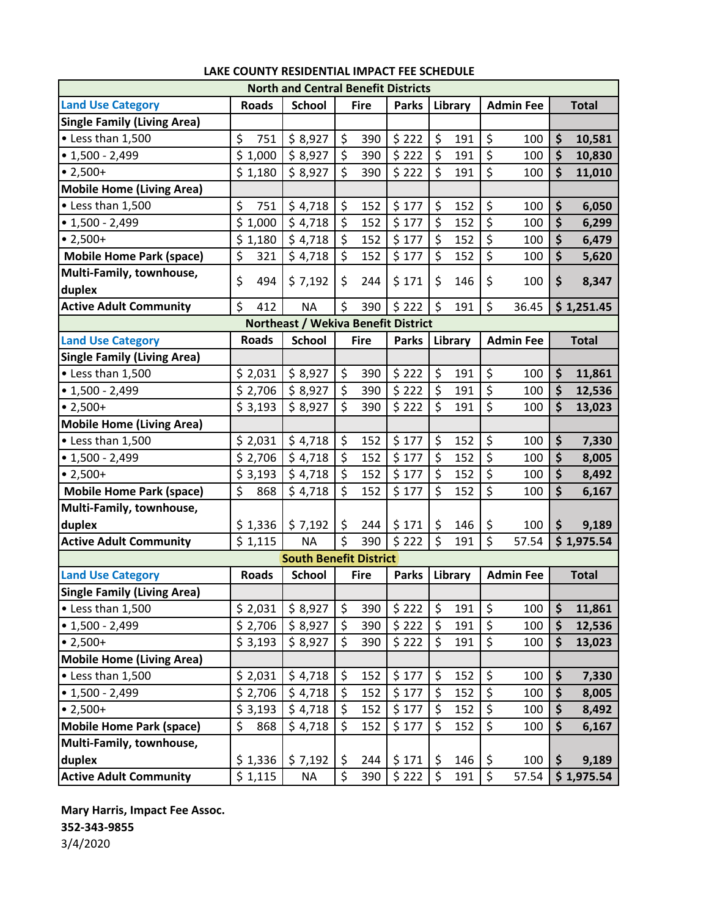# LAKE COUNTY RESIDENTIAL IMPACT FEE SCHEDULE

| North and Central Benefit Districts | | | | | | | |
|---|---|---|---|---|---|---|---|
| **Land Use Category** | **Roads** | **School** | **Fire** | **Parks** | **Library** | **Admin Fee** | **Total** |
| **Single Family (Living Area)** | | | | | | | |
| • Less than 1,500 | $ 751 | $ 8,927 | $ 390 | $ 222 | $ 191 | $ 100 | **$ 10,581** |
| • 1,500 - 2,499 | $ 1,000 | $ 8,927 | $ 390 | $ 222 | $ 191 | $ 100 | **$ 10,830** |
| • 2,500+ | $ 1,180 | $ 8,927 | $ 390 | $ 222 | $ 191 | $ 100 | **$ 11,010** |
| **Mobile Home (Living Area)** | | | | | | | |
| • Less than 1,500 | $ 751 | $ 4,718 | $ 152 | $ 177 | $ 152 | $ 100 | **$ 6,050** |
| • 1,500 - 2,499 | $ 1,000 | $ 4,718 | $ 152 | $ 177 | $ 152 | $ 100 | **$ 6,299** |
| • 2,500+ | $ 1,180 | $ 4,718 | $ 152 | $ 177 | $ 152 | $ 100 | **$ 6,479** |
| **Mobile Home Park (space)** | $ 321 | $ 4,718 | $ 152 | $ 177 | $ 152 | $ 100 | **$ 5,620** |
| **Multi-Family, townhouse, duplex** | $ 494 | $ 7,192 | $ 244 | $ 171 | $ 146 | $ 100 | **$ 8,347** |
| **Active Adult Community** | $ 412 | NA | $ 390 | $ 222 | $ 191 | $ 36.45 | **$ 1,251.45** |
| **Northeast / Wekiva Benefit District** | | | | | | | |
| **Land Use Category** | **Roads** | **School** | **Fire** | **Parks** | **Library** | **Admin Fee** | **Total** |
| **Single Family (Living Area)** | | | | | | | |
| • Less than 1,500 | $ 2,031 | $ 8,927 | $ 390 | $ 222 | $ 191 | $ 100 | **$ 11,861** |
| • 1,500 - 2,499 | $ 2,706 | $ 8,927 | $ 390 | $ 222 | $ 191 | $ 100 | **$ 12,536** |
| • 2,500+ | $ 3,193 | $ 8,927 | $ 390 | $ 222 | $ 191 | $ 100 | **$ 13,023** |
| **Mobile Home (Living Area)** | | | | | | | |
| • Less than 1,500 | $ 2,031 | $ 4,718 | $ 152 | $ 177 | $ 152 | $ 100 | **$ 7,330** |
| • 1,500 - 2,499 | $ 2,706 | $ 4,718 | $ 152 | $ 177 | $ 152 | $ 100 | **$ 8,005** |
| • 2,500+ | $ 3,193 | $ 4,718 | $ 152 | $ 177 | $ 152 | $ 100 | **$ 8,492** |
| **Mobile Home Park (space)** | $ 868 | $ 4,718 | $ 152 | $ 177 | $ 152 | $ 100 | **$ 6,167** |
| **Multi-Family, townhouse, duplex** | $ 1,336 | $ 7,192 | $ 244 | $ 171 | $ 146 | $ 100 | **$ 9,189** |
| **Active Adult Community** | $ 1,115 | NA | $ 390 | $ 222 | $ 191 | $ 57.54 | **$ 1,975.54** |
| **South Benefit District** | | | | | | | |
| **Land Use Category** | **Roads** | **School** | **Fire** | **Parks** | **Library** | **Admin Fee** | **Total** |
| **Single Family (Living Area)** | | | | | | | |
| • Less than 1,500 | $ 2,031 | $ 8,927 | $ 390 | $ 222 | $ 191 | $ 100 | **$ 11,861** |
| • 1,500 - 2,499 | $ 2,706 | $ 8,927 | $ 390 | $ 222 | $ 191 | $ 100 | **$ 12,536** |
| • 2,500+ | $ 3,193 | $ 8,927 | $ 390 | $ 222 | $ 191 | $ 100 | **$ 13,023** |
| **Mobile Home (Living Area)** | | | | | | | |
| • Less than 1,500 | $ 2,031 | $ 4,718 | $ 152 | $ 177 | $ 152 | $ 100 | **$ 7,330** |
| • 1,500 - 2,499 | $ 2,706 | $ 4,718 | $ 152 | $ 177 | $ 152 | $ 100 | **$ 8,005** |
| • 2,500+ | $ 3,193 | $ 4,718 | $ 152 | $ 177 | $ 152 | $ 100 | **$ 8,492** |
| **Mobile Home Park (space)** | $ 868 | $ 4,718 | $ 152 | $ 177 | $ 152 | $ 100 | **$ 6,167** |
| **Multi-Family, townhouse, duplex** | $ 1,336 | $ 7,192 | $ 244 | $ 171 | $ 146 | $ 100 | **$ 9,189** |
| **Active Adult Community** | $ 1,115 | NA | $ 390 | $ 222 | $ 191 | $ 57.54 | **$ 1,975.54** |

**Mary Harris, Impact Fee Assoc.**
**352-343-9855**
3/4/2020